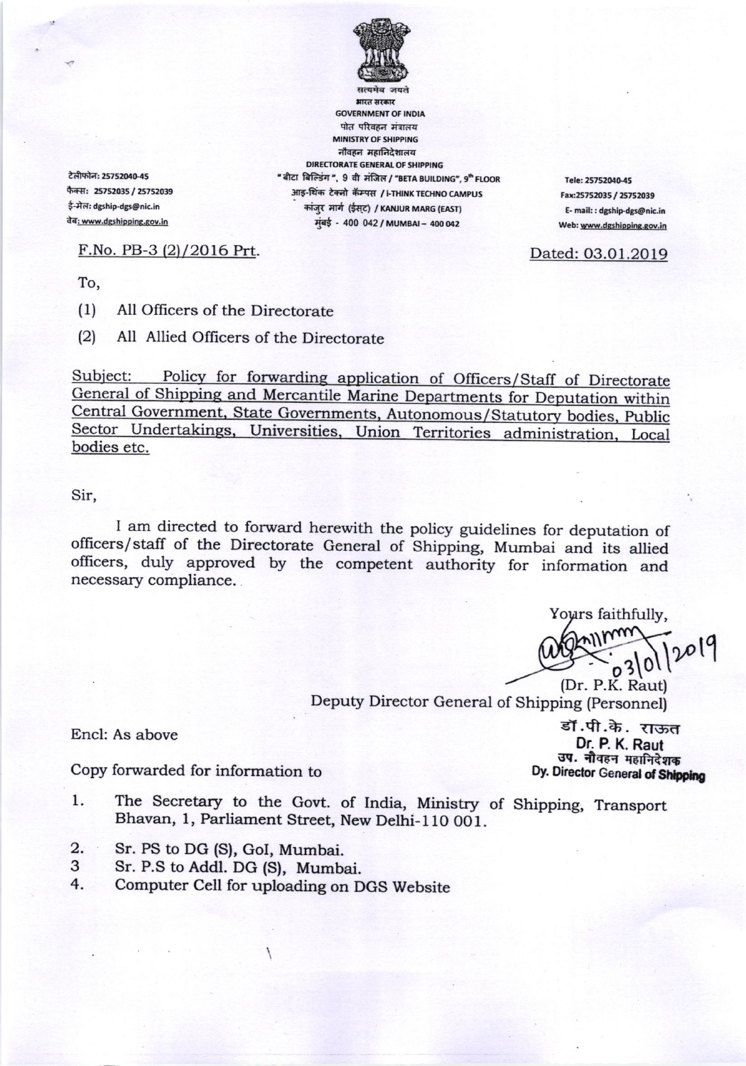सत्यमेव जयते

भारत सरकार

GOVERNMENT OF INDIA

पोत परिवहन मंत्रालय

MINISTRY OF SHIPPING

नौवहन महानिदेशालय

DIRECTORATE GENERAL OF SHIPPING

"बीटा बिल्डिंग", 9 वी मंजिल / "BETA BUILDING", 9th FLOOR

आइ-थिंक टेक्नो कॅम्पस / I-THINK TECHNO CAMPUS

कांजुर मार्ग (ईस्ट) / KANJUR MARG (EAST)

मुंबई - 400 042 / MUMBAI – 400 042

टेलीफोन: 25752040-45
फैक्स: 25752035 / 25752039
ई-मेल: dgship-dgs@nic.in
वेब: www.dgshipping.gov.in

Tele: 25752040-45
Fax:25752035 / 25752039
E- mail: : dgship-dgs@nic.in
Web: www.dgshipping.gov.in

F.No. PB-3 (2)/2016 Prt.

Dated: 03.01.2019

To,

(1) All Officers of the Directorate

(2) All Allied Officers of the Directorate

Subject: Policy for forwarding application of Officers/Staff of Directorate General of Shipping and Mercantile Marine Departments for Deputation within Central Government, State Governments, Autonomous/Statutory bodies, Public Sector Undertakings, Universities, Union Territories administration, Local bodies etc.

Sir,

I am directed to forward herewith the policy guidelines for deputation of officers/staff of the Directorate General of Shipping, Mumbai and its allied officers, duly approved by the competent authority for information and necessary compliance.

Yours faithfully,

03/01/2019

(Dr. P.K. Raut)

Deputy Director General of Shipping (Personnel)

डॉ.पी.के. राऊत
Dr. P. K. Raut
उप. नौवहन महानिदेशक
Dy. Director General of Shipping

Encl: As above

Copy forwarded for information to

1. The Secretary to the Govt. of India, Ministry of Shipping, Transport Bhavan, 1, Parliament Street, New Delhi-110 001.
2. Sr. PS to DG (S), GoI, Mumbai.
3. Sr. P.S to Addl. DG (S), Mumbai.
4. Computer Cell for uploading on DGS Website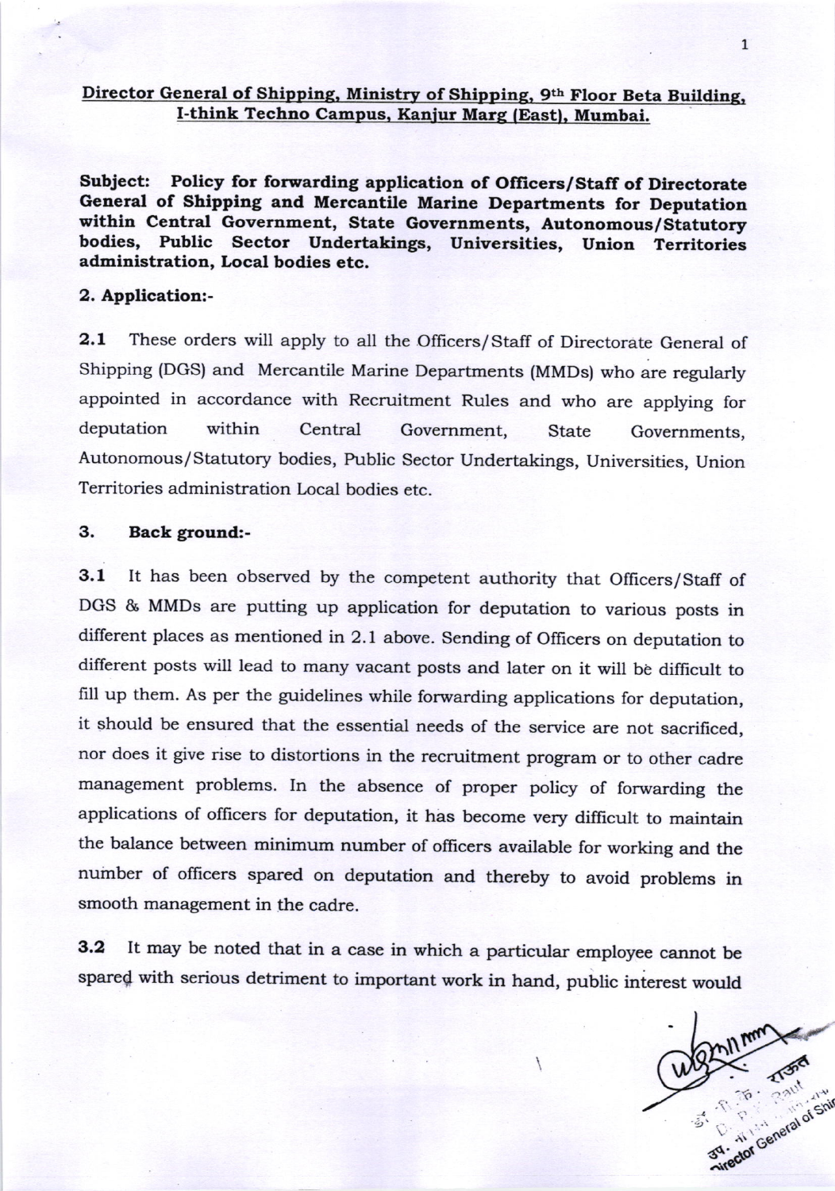**Director General of Shipping, Ministry of Shipping, 9th Floor Beta Building, I-think Techno Campus, Kanjur Marg (East), Mumbai.**

**Subject: Policy for forwarding application of Officers/Staff of Directorate General of Shipping and Mercantile Marine Departments for Deputation within Central Government, State Governments, Autonomous/Statutory bodies, Public Sector Undertakings, Universities, Union Territories administration, Local bodies etc.**

**2. Application:-**

**2.1** These orders will apply to all the Officers/Staff of Directorate General of Shipping (DGS) and Mercantile Marine Departments (MMDs) who are regularly appointed in accordance with Recruitment Rules and who are applying for deputation within Central Government, State Governments, Autonomous/Statutory bodies, Public Sector Undertakings, Universities, Union Territories administration Local bodies etc.

**3. Back ground:-**

**3.1** It has been observed by the competent authority that Officers/Staff of DGS & MMDs are putting up application for deputation to various posts in different places as mentioned in 2.1 above. Sending of Officers on deputation to different posts will lead to many vacant posts and later on it will be difficult to fill up them. As per the guidelines while forwarding applications for deputation, it should be ensured that the essential needs of the service are not sacrificed, nor does it give rise to distortions in the recruitment program or to other cadre management problems. In the absence of proper policy of forwarding the applications of officers for deputation, it has become very difficult to maintain the balance between minimum number of officers available for working and the number of officers spared on deputation and thereby to avoid problems in smooth management in the cadre.

**3.2** It may be noted that in a case in which a particular employee cannot be spared with serious detriment to important work in hand, public interest would